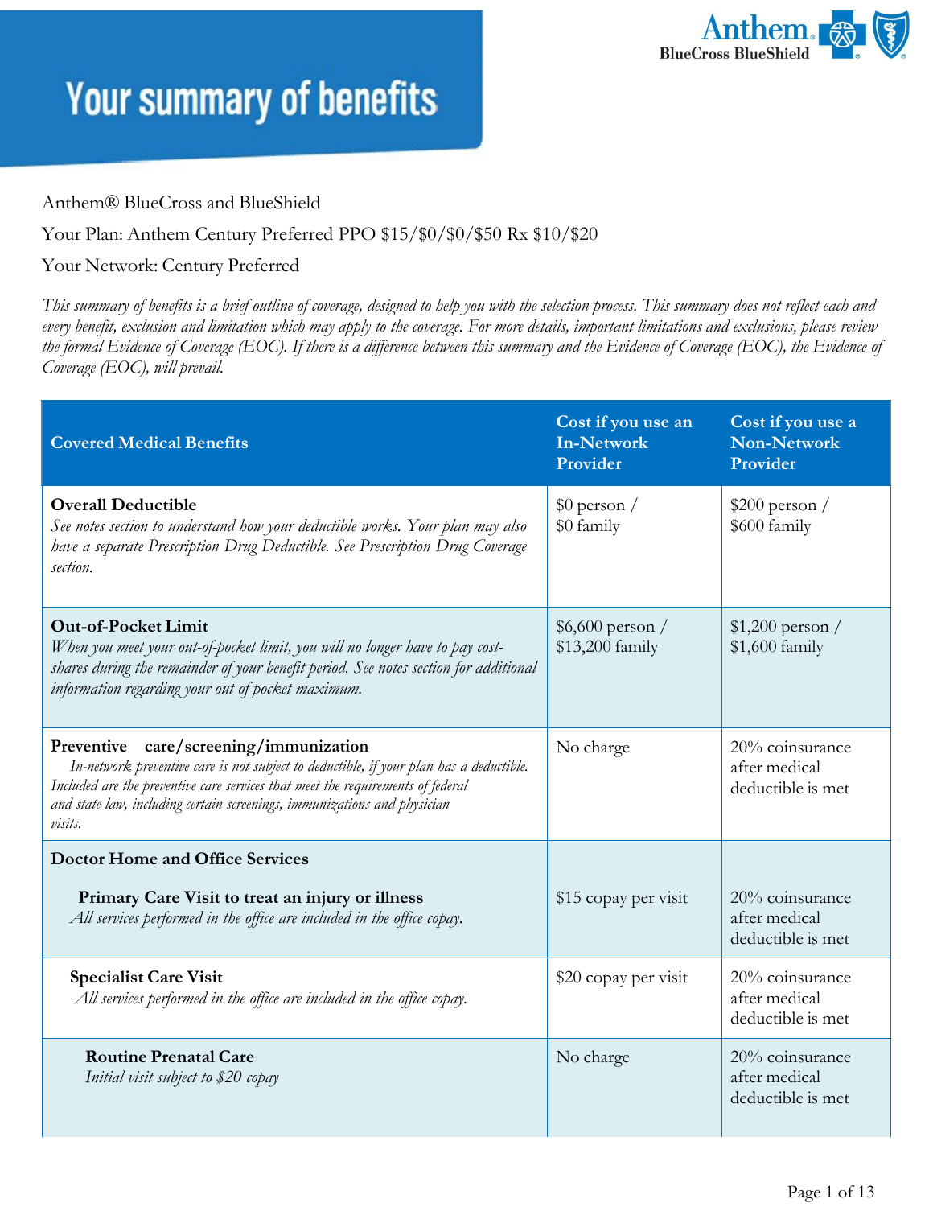# Your summary of benefits

Anthem® BlueCross and BlueShield

Your Plan: Anthem Century Preferred PPO $15/$0/$0/$50 Rx $10/$20

Your Network: Century Preferred

*This summary of benefits is a brief outline of coverage, designed to help you with the selection process. This summary does not reflect each and every benefit, exclusion and limitation which may apply to the coverage. For more details, important limitations and exclusions, please review the formal Evidence of Coverage (EOC). If there is a difference between this summary and the Evidence of Coverage (EOC), the Evidence of Coverage (EOC), will prevail.*

| Covered Medical Benefits | Cost if you use an In-Network Provider | Cost if you use a Non-Network Provider |
|---|---|---|
| **Overall Deductible**<br>*See notes section to understand how your deductible works. Your plan may also have a separate Prescription Drug Deductible. See Prescription Drug Coverage section.* | $0 person / $0 family | $200 person / $600 family |
| **Out-of-Pocket Limit**<br>*When you meet your out-of-pocket limit, you will no longer have to pay cost-shares during the remainder of your benefit period. See notes section for additional information regarding your out of pocket maximum.* | $6,600 person / $13,200 family | $1,200 person / $1,600 family |
| **Preventive care/screening/immunization**<br>*In-network preventive care is not subject to deductible, if your plan has a deductible. Included are the preventive care services that meet the requirements of federal and state law, including certain screenings, immunizations and physician visits.* | No charge | 20% coinsurance after medical deductible is met |
| **Doctor Home and Office Services** | | |
| **Primary Care Visit to treat an injury or illness**<br>*All services performed in the office are included in the office copay.* | $15 copay per visit | 20% coinsurance after medical deductible is met |
| **Specialist Care Visit**<br>*All services performed in the office are included in the office copay.* | $20 copay per visit | 20% coinsurance after medical deductible is met |
| **Routine Prenatal Care**<br>*Initial visit subject to $20 copay* | No charge | 20% coinsurance after medical deductible is met |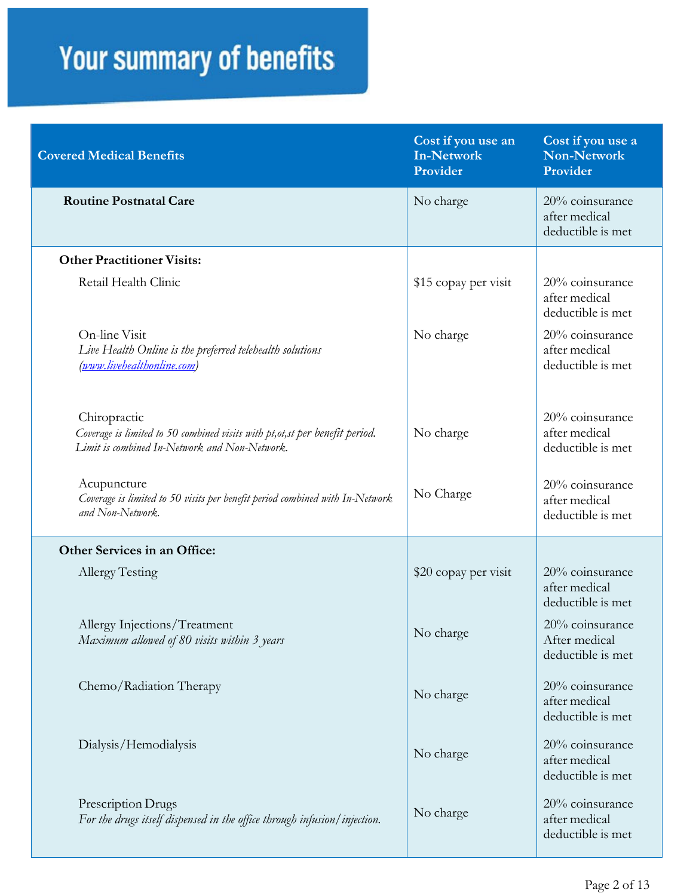# Your summary of benefits

| Covered Medical Benefits | Cost if you use an In-Network Provider | Cost if you use a Non-Network Provider |
|---|---|---|
| **Routine Postnatal Care** | No charge | 20% coinsurance after medical deductible is met |
| **Other Practitioner Visits:** | | |
| Retail Health Clinic | $15 copay per visit | 20% coinsurance after medical deductible is met |
| On-line Visit *Live Health Online is the preferred telehealth solutions ([www.livehealthonline.com](http://www.livehealthonline.com))* | No charge | 20% coinsurance after medical deductible is met |
| Chiropractic *Coverage is limited to 50 combined visits with pt,ot,st per benefit period. Limit is combined In-Network and Non-Network.* | No charge | 20% coinsurance after medical deductible is met |
| Acupuncture *Coverage is limited to 50 visits per benefit period combined with In-Network and Non-Network.* | No Charge | 20% coinsurance after medical deductible is met |
| **Other Services in an Office:** | | |
| Allergy Testing | $20 copay per visit | 20% coinsurance after medical deductible is met |
| Allergy Injections/Treatment *Maximum allowed of 80 visits within 3 years* | No charge | 20% coinsurance After medical deductible is met |
| Chemo/Radiation Therapy | No charge | 20% coinsurance after medical deductible is met |
| Dialysis/Hemodialysis | No charge | 20% coinsurance after medical deductible is met |
| Prescription Drugs *For the drugs itself dispensed in the office through infusion/injection.* | No charge | 20% coinsurance after medical deductible is met |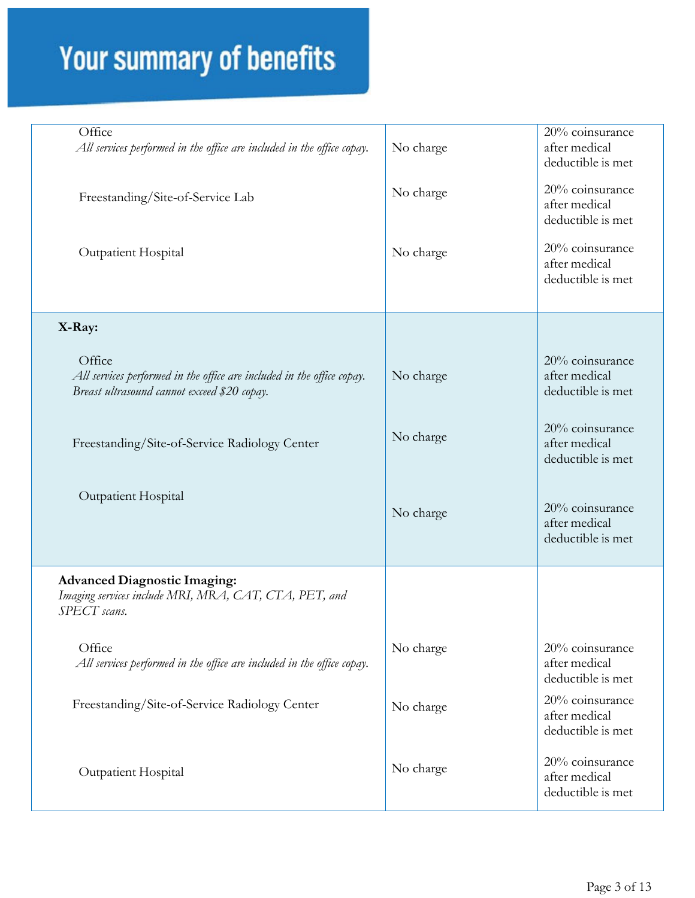# Your summary of benefits

| | | |
|---|---|---|
| Office<br>*All services performed in the office are included in the office copay.* | No charge | 20% coinsurance after medical deductible is met |
| Freestanding/Site-of-Service Lab | No charge | 20% coinsurance after medical deductible is met |
| Outpatient Hospital | No charge | 20% coinsurance after medical deductible is met |
| **X-Ray:** | | |
| Office<br>*All services performed in the office are included in the office copay. Breast ultrasound cannot exceed $20 copay.* | No charge | 20% coinsurance after medical deductible is met |
| Freestanding/Site-of-Service Radiology Center | No charge | 20% coinsurance after medical deductible is met |
| Outpatient Hospital | No charge | 20% coinsurance after medical deductible is met |
| **Advanced Diagnostic Imaging:**<br>*Imaging services include MRI, MRA, CAT, CTA, PET, and SPECT scans.* | | |
| Office<br>*All services performed in the office are included in the office copay.* | No charge | 20% coinsurance after medical deductible is met |
| Freestanding/Site-of-Service Radiology Center | No charge | 20% coinsurance after medical deductible is met |
| Outpatient Hospital | No charge | 20% coinsurance after medical deductible is met |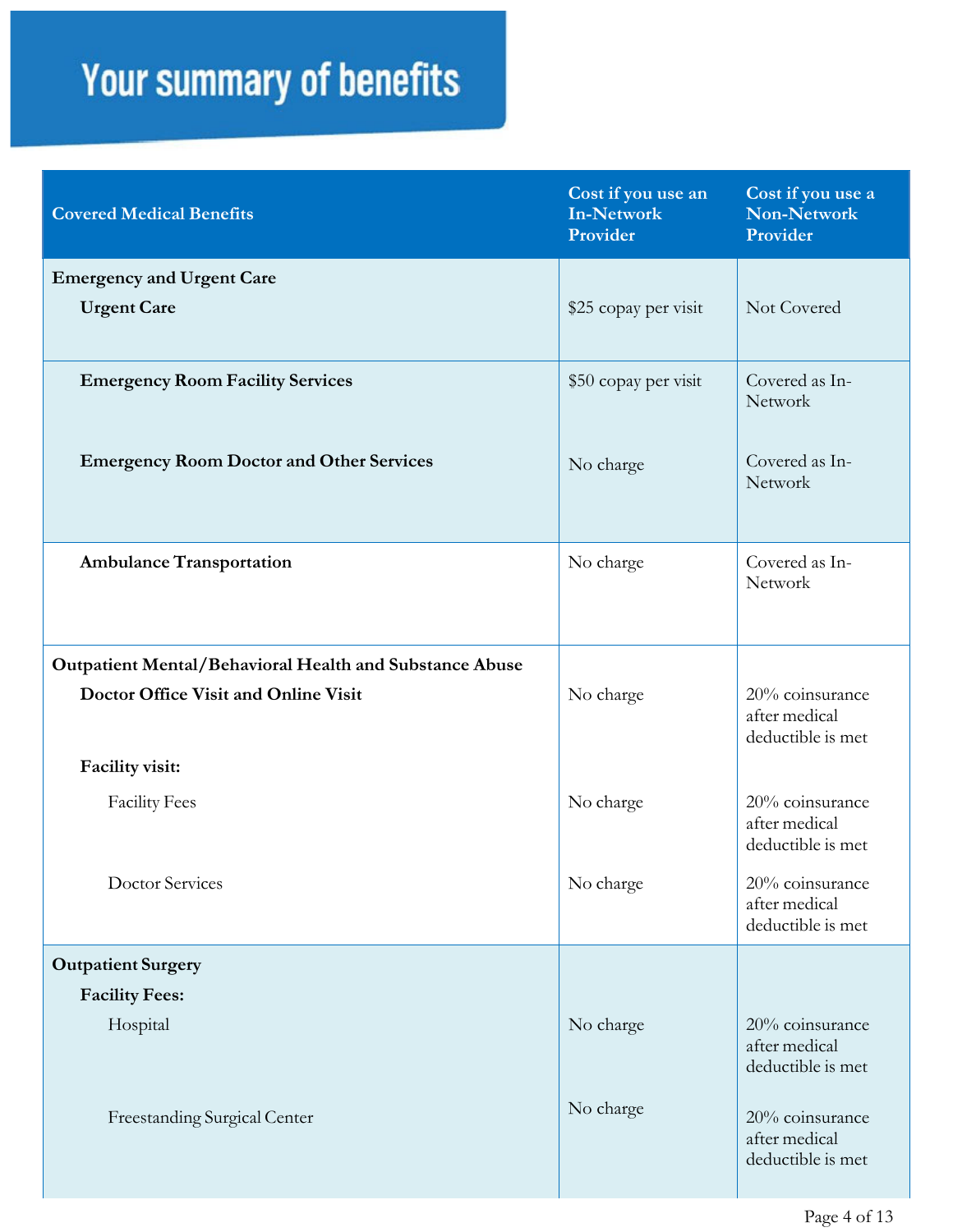# Your summary of benefits

| Covered Medical Benefits | Cost if you use an In-Network Provider | Cost if you use a Non-Network Provider |
| --- | --- | --- |
| **Emergency and Urgent Care** | | |
| **Urgent Care** | $25 copay per visit | Not Covered |
| **Emergency Room Facility Services** | $50 copay per visit | Covered as In-Network |
| **Emergency Room Doctor and Other Services** | No charge | Covered as In-Network |
| **Ambulance Transportation** | No charge | Covered as In-Network |
| **Outpatient Mental/Behavioral Health and Substance Abuse** | | |
| **Doctor Office Visit and Online Visit** | No charge | 20% coinsurance after medical deductible is met |
| **Facility visit:** | | |
| Facility Fees | No charge | 20% coinsurance after medical deductible is met |
| Doctor Services | No charge | 20% coinsurance after medical deductible is met |
| **Outpatient Surgery** | | |
| **Facility Fees:** | | |
| Hospital | No charge | 20% coinsurance after medical deductible is met |
| Freestanding Surgical Center | No charge | 20% coinsurance after medical deductible is met |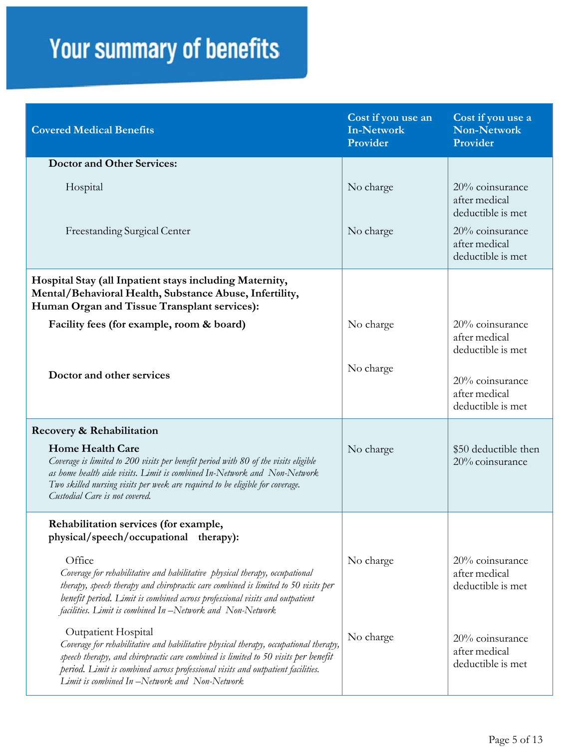# Your summary of benefits

| Covered Medical Benefits | Cost if you use an In-Network Provider | Cost if you use a Non-Network Provider |
|---|---|---|
| **Doctor and Other Services:** | | |
| Hospital | No charge | 20% coinsurance after medical deductible is met |
| Freestanding Surgical Center | No charge | 20% coinsurance after medical deductible is met |
| **Hospital Stay (all Inpatient stays including Maternity, Mental/Behavioral Health, Substance Abuse, Infertility, Human Organ and Tissue Transplant services):** | | |
| **Facility fees (for example, room & board)** | No charge | 20% coinsurance after medical deductible is met |
| **Doctor and other services** | No charge | 20% coinsurance after medical deductible is met |
| **Recovery & Rehabilitation** | | |
| **Home Health Care** *Coverage is limited to 200 visits per benefit period with 80 of the visits eligible as home health aide visits. Limit is combined In-Network and Non-Network. Two skilled nursing visits per week are required to be eligible for coverage. Custodial Care is not covered.* | No charge | $50 deductible then 20% coinsurance |
| **Rehabilitation services (for example, physical/speech/occupational therapy):** | | |
| Office *Coverage for rehabilitative and habilitative physical therapy, occupational therapy, speech therapy and chiropractic care combined is limited to 50 visits per benefit period. Limit is combined across professional visits and outpatient facilities. Limit is combined In –Network and Non-Network* | No charge | 20% coinsurance after medical deductible is met |
| Outpatient Hospital *Coverage for rehabilitative and habilitative physical therapy, occupational therapy, speech therapy, and chiropractic care combined is limited to 50 visits per benefit period. Limit is combined across professional visits and outpatient facilities. Limit is combined In –Network and Non-Network* | No charge | 20% coinsurance after medical deductible is met |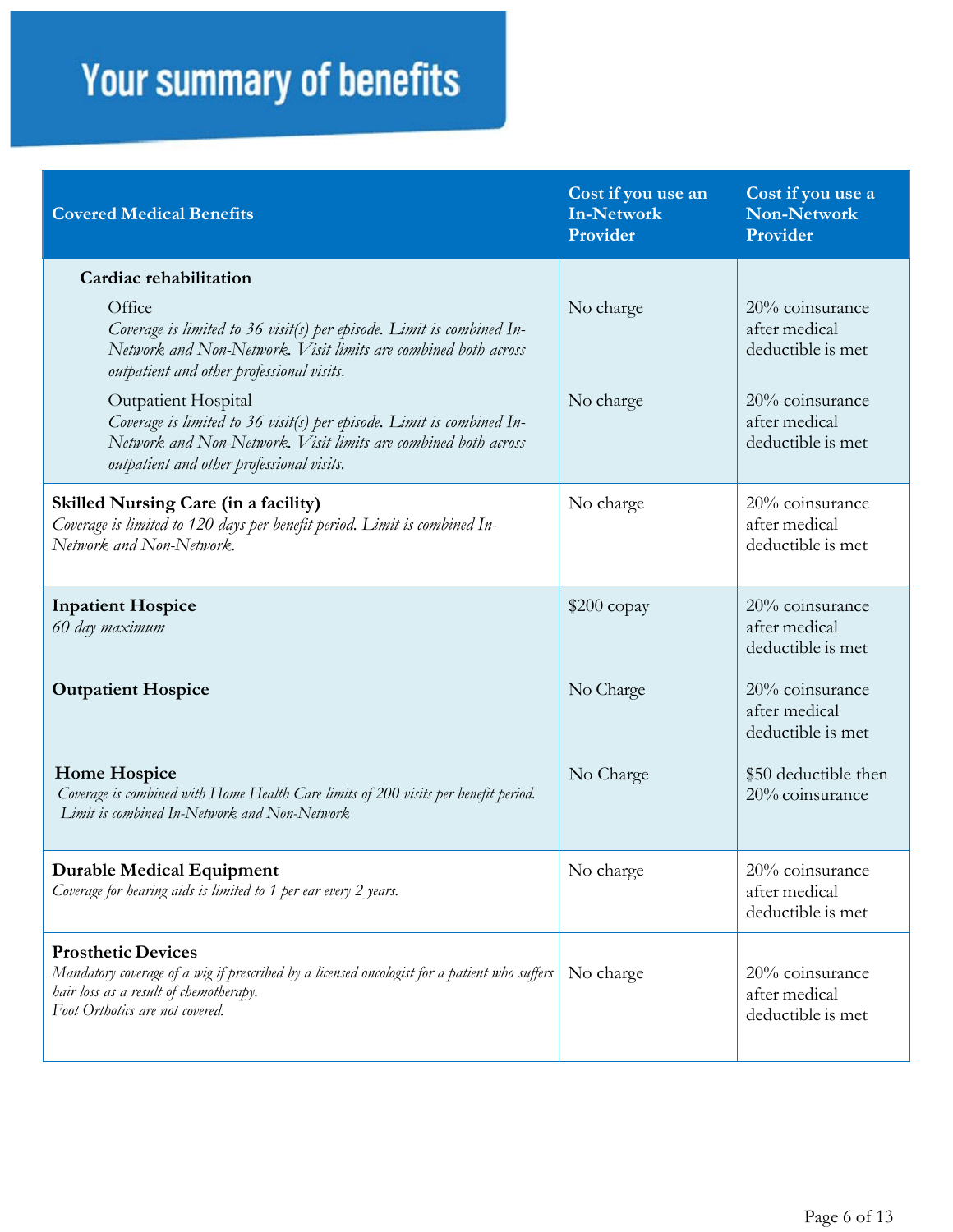# Your summary of benefits

| Covered Medical Benefits | Cost if you use an In-Network Provider | Cost if you use a Non-Network Provider |
|---|---|---|
| **Cardiac rehabilitation** | | |
| Office<br>*Coverage is limited to 36 visit(s) per episode. Limit is combined In-Network and Non-Network. Visit limits are combined both across outpatient and other professional visits.* | No charge | 20% coinsurance after medical deductible is met |
| Outpatient Hospital<br>*Coverage is limited to 36 visit(s) per episode. Limit is combined In-Network and Non-Network. Visit limits are combined both across outpatient and other professional visits.* | No charge | 20% coinsurance after medical deductible is met |
| **Skilled Nursing Care (in a facility)**<br>*Coverage is limited to 120 days per benefit period. Limit is combined In-Network and Non-Network.* | No charge | 20% coinsurance after medical deductible is met |
| **Inpatient Hospice**<br>*60 day maximum* | $200 copay | 20% coinsurance after medical deductible is met |
| **Outpatient Hospice** | No Charge | 20% coinsurance after medical deductible is met |
| **Home Hospice**<br>*Coverage is combined with Home Health Care limits of 200 visits per benefit period. Limit is combined In-Network and Non-Network* | No Charge | $50 deductible then 20% coinsurance |
| **Durable Medical Equipment**<br>*Coverage for hearing aids is limited to 1 per ear every 2 years.* | No charge | 20% coinsurance after medical deductible is met |
| **Prosthetic Devices**<br>*Mandatory coverage of a wig if prescribed by a licensed oncologist for a patient who suffers hair loss as a result of chemotherapy.*<br>*Foot Orthotics are not covered.* | No charge | 20% coinsurance after medical deductible is met |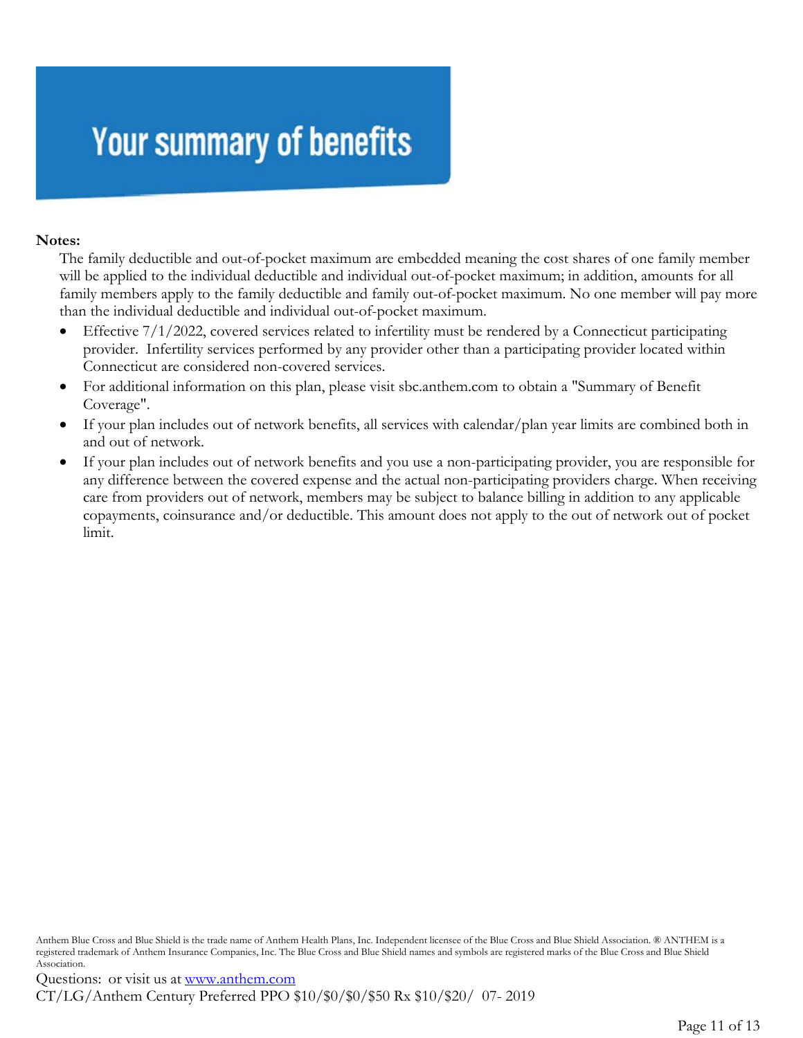# Your summary of benefits

**Notes:**

The family deductible and out-of-pocket maximum are embedded meaning the cost shares of one family member will be applied to the individual deductible and individual out-of-pocket maximum; in addition, amounts for all family members apply to the family deductible and family out-of-pocket maximum. No one member will pay more than the individual deductible and individual out-of-pocket maximum.

- Effective 7/1/2022, covered services related to infertility must be rendered by a Connecticut participating provider. Infertility services performed by any provider other than a participating provider located within Connecticut are considered non-covered services.
- For additional information on this plan, please visit sbc.anthem.com to obtain a "Summary of Benefit Coverage".
- If your plan includes out of network benefits, all services with calendar/plan year limits are combined both in and out of network.
- If your plan includes out of network benefits and you use a non-participating provider, you are responsible for any difference between the covered expense and the actual non-participating providers charge. When receiving care from providers out of network, members may be subject to balance billing in addition to any applicable copayments, coinsurance and/or deductible. This amount does not apply to the out of network out of pocket limit.

Anthem Blue Cross and Blue Shield is the trade name of Anthem Health Plans, Inc. Independent licensee of the Blue Cross and Blue Shield Association. ® ANTHEM is a registered trademark of Anthem Insurance Companies, Inc. The Blue Cross and Blue Shield names and symbols are registered marks of the Blue Cross and Blue Shield Association.

Questions: or visit us at [www.anthem.com](http://www.anthem.com)

CT/LG/Anthem Century Preferred PPO $10/$0/$0/$50 Rx $10/$20/ 07- 2019